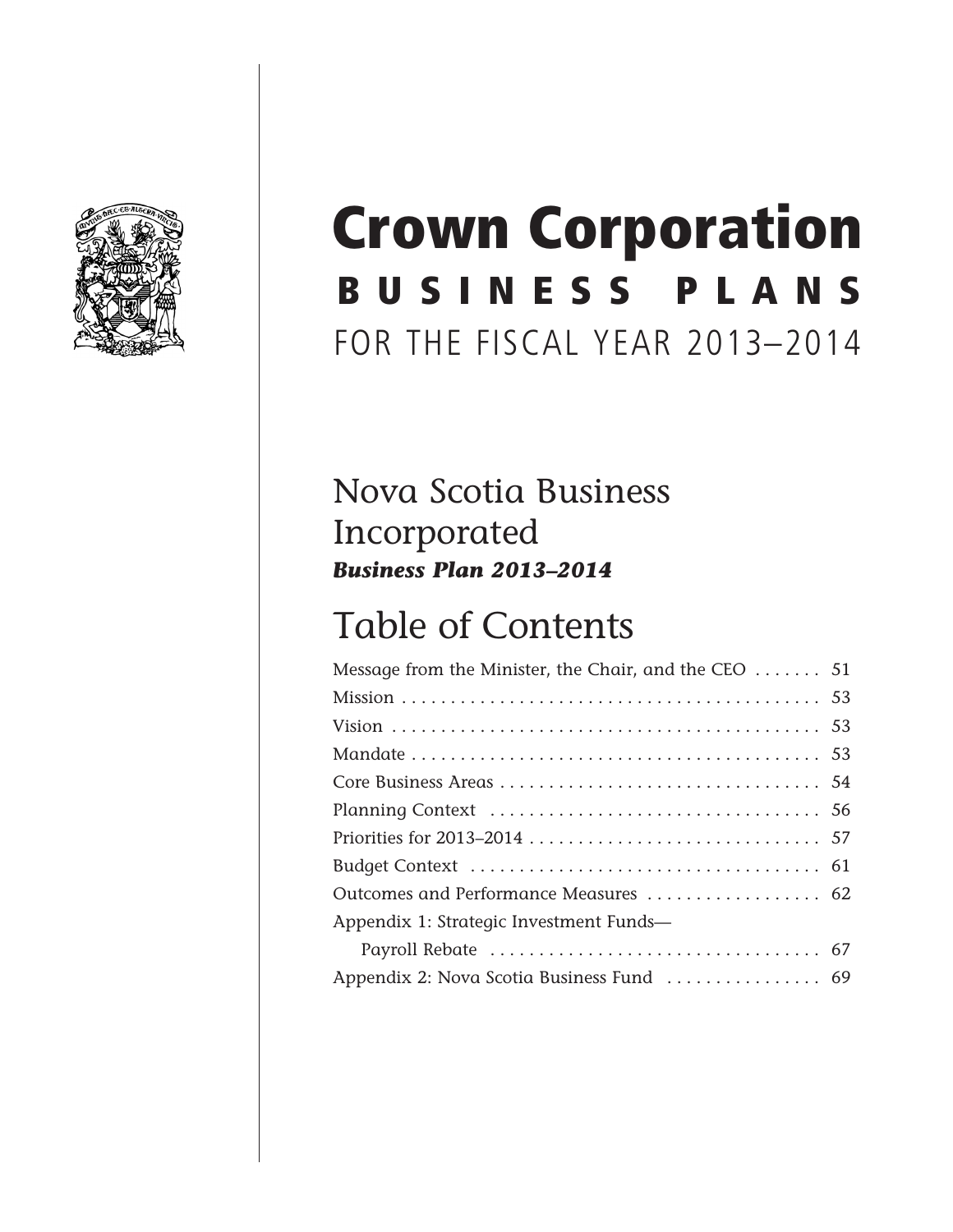# Crown Corporation

## BUSINESS PLANS

FOR THE FISCAL YEAR 2013–2014

## Nova Scotia Business Incorporated

***Business Plan 2013–2014***

## Table of Contents

| | |
|---|---|
| Message from the Minister, the Chair, and the CEO | 51 |
| Mission | 53 |
| Vision | 53 |
| Mandate | 53 |
| Core Business Areas | 54 |
| Planning Context | 56 |
| Priorities for 2013–2014 | 57 |
| Budget Context | 61 |
| Outcomes and Performance Measures | 62 |
| Appendix 1: Strategic Investment Funds—Payroll Rebate | 67 |
| Appendix 2: Nova Scotia Business Fund | 69 |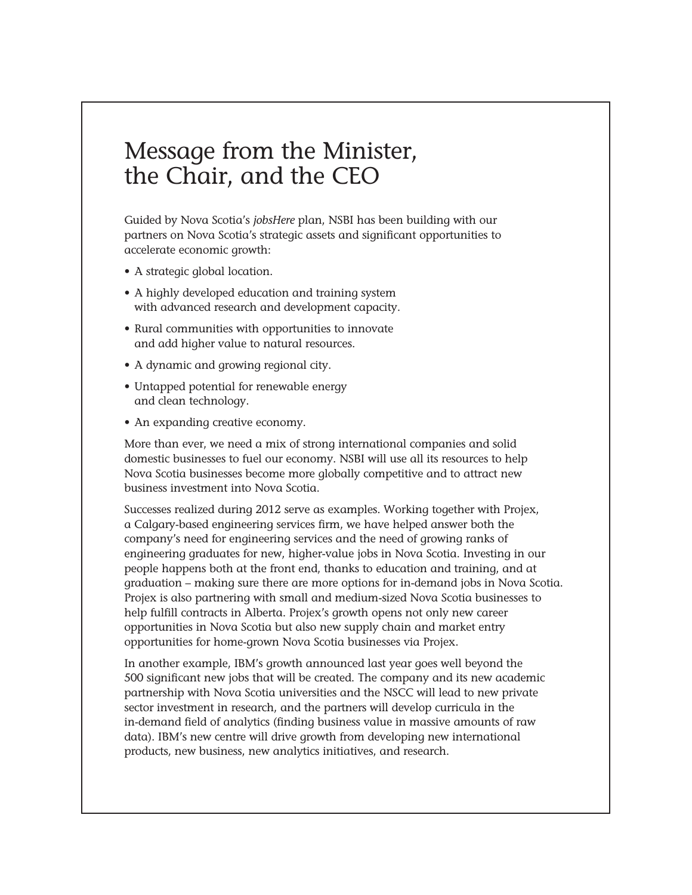# Message from the Minister, the Chair, and the CEO

Guided by Nova Scotia's *jobsHere* plan, NSBI has been building with our partners on Nova Scotia's strategic assets and significant opportunities to accelerate economic growth:

- A strategic global location.
- A highly developed education and training system with advanced research and development capacity.
- Rural communities with opportunities to innovate and add higher value to natural resources.
- A dynamic and growing regional city.
- Untapped potential for renewable energy and clean technology.
- An expanding creative economy.

More than ever, we need a mix of strong international companies and solid domestic businesses to fuel our economy. NSBI will use all its resources to help Nova Scotia businesses become more globally competitive and to attract new business investment into Nova Scotia.

Successes realized during 2012 serve as examples. Working together with Projex, a Calgary-based engineering services firm, we have helped answer both the company's need for engineering services and the need of growing ranks of engineering graduates for new, higher-value jobs in Nova Scotia. Investing in our people happens both at the front end, thanks to education and training, and at graduation – making sure there are more options for in-demand jobs in Nova Scotia. Projex is also partnering with small and medium-sized Nova Scotia businesses to help fulfill contracts in Alberta. Projex's growth opens not only new career opportunities in Nova Scotia but also new supply chain and market entry opportunities for home-grown Nova Scotia businesses via Projex.

In another example, IBM's growth announced last year goes well beyond the 500 significant new jobs that will be created. The company and its new academic partnership with Nova Scotia universities and the NSCC will lead to new private sector investment in research, and the partners will develop curricula in the in-demand field of analytics (finding business value in massive amounts of raw data). IBM's new centre will drive growth from developing new international products, new business, new analytics initiatives, and research.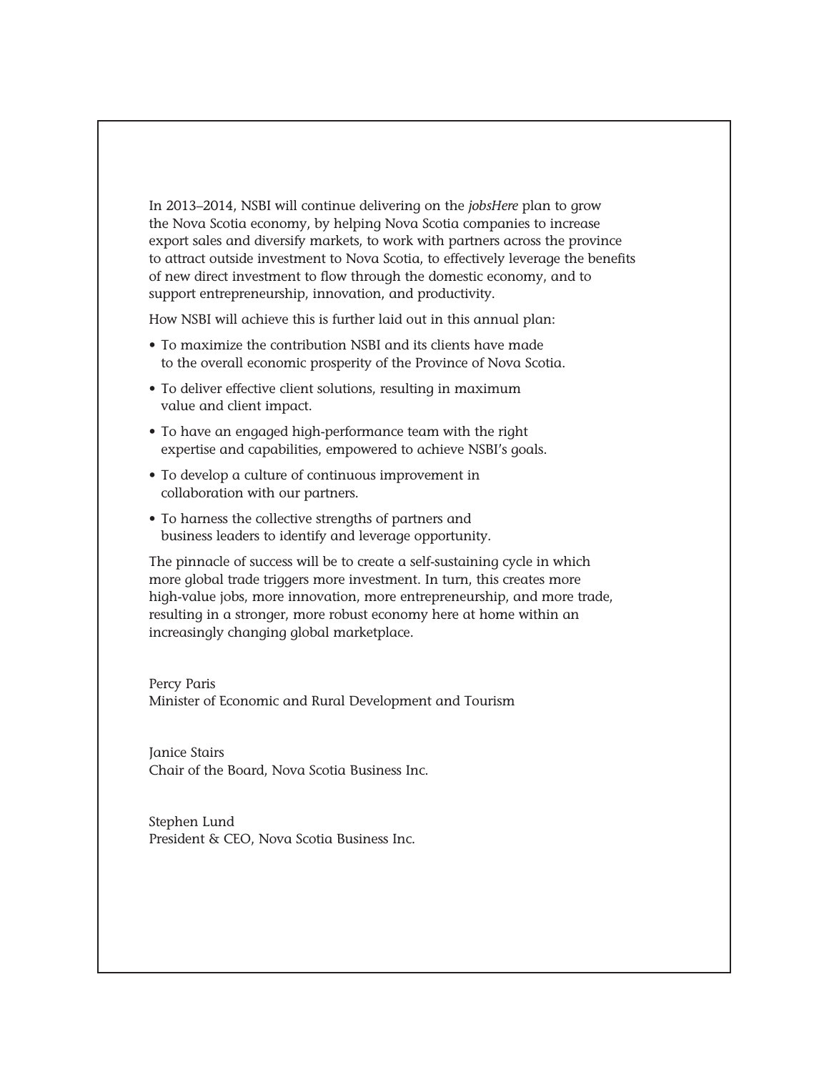In 2013–2014, NSBI will continue delivering on the *jobsHere* plan to grow the Nova Scotia economy, by helping Nova Scotia companies to increase export sales and diversify markets, to work with partners across the province to attract outside investment to Nova Scotia, to effectively leverage the benefits of new direct investment to flow through the domestic economy, and to support entrepreneurship, innovation, and productivity.

How NSBI will achieve this is further laid out in this annual plan:

- To maximize the contribution NSBI and its clients have made to the overall economic prosperity of the Province of Nova Scotia.
- To deliver effective client solutions, resulting in maximum value and client impact.
- To have an engaged high-performance team with the right expertise and capabilities, empowered to achieve NSBI's goals.
- To develop a culture of continuous improvement in collaboration with our partners.
- To harness the collective strengths of partners and business leaders to identify and leverage opportunity.

The pinnacle of success will be to create a self-sustaining cycle in which more global trade triggers more investment. In turn, this creates more high-value jobs, more innovation, more entrepreneurship, and more trade, resulting in a stronger, more robust economy here at home within an increasingly changing global marketplace.

Percy Paris
Minister of Economic and Rural Development and Tourism

Janice Stairs
Chair of the Board, Nova Scotia Business Inc.

Stephen Lund
President & CEO, Nova Scotia Business Inc.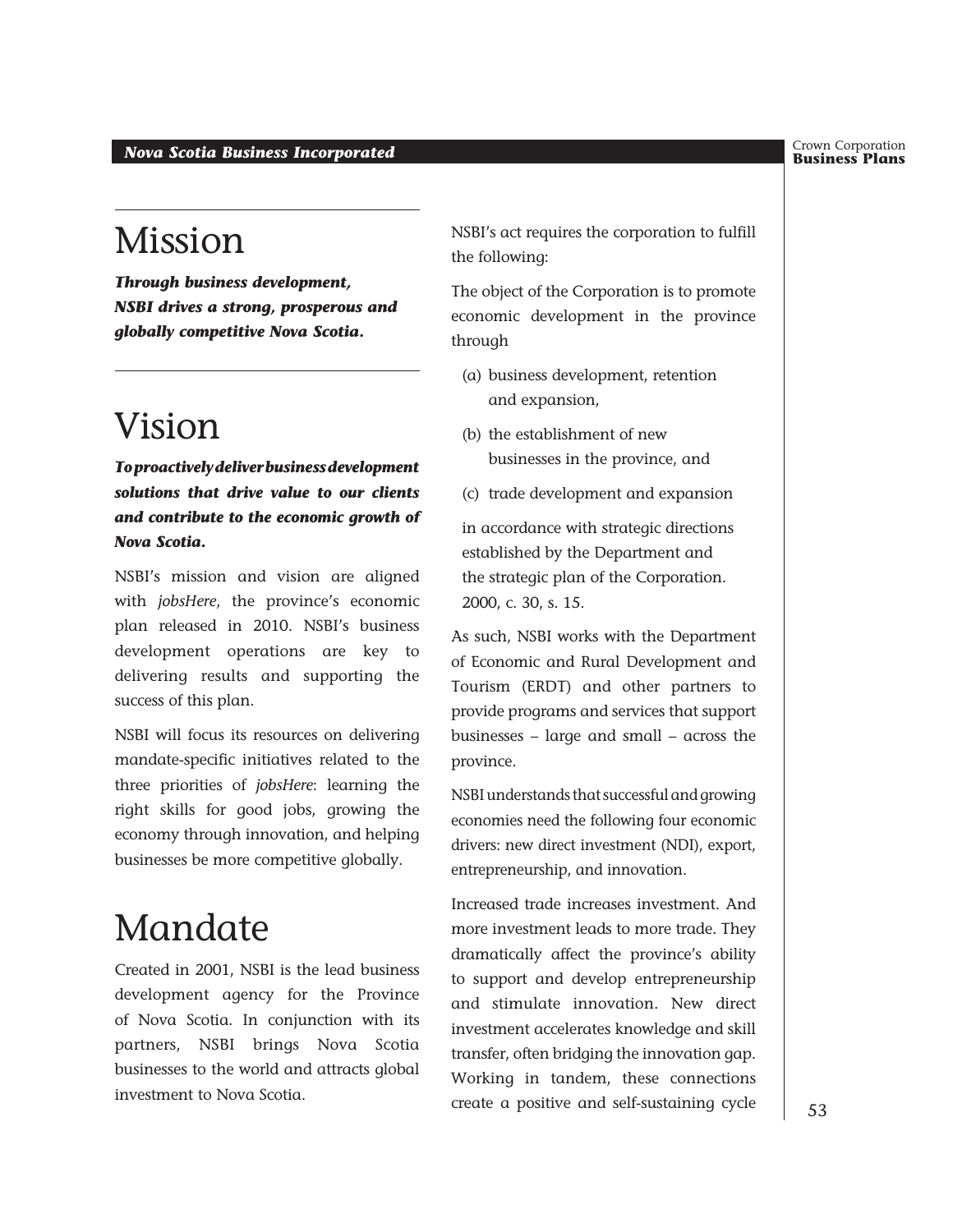# Mission

***Through business development, NSBI drives a strong, prosperous and globally competitive Nova Scotia.***

# Vision

***To proactively deliver business development solutions that drive value to our clients and contribute to the economic growth of Nova Scotia.***

NSBI's mission and vision are aligned with *jobsHere*, the province's economic plan released in 2010. NSBI's business development operations are key to delivering results and supporting the success of this plan.

NSBI will focus its resources on delivering mandate-specific initiatives related to the three priorities of *jobsHere*: learning the right skills for good jobs, growing the economy through innovation, and helping businesses be more competitive globally.

# Mandate

Created in 2001, NSBI is the lead business development agency for the Province of Nova Scotia. In conjunction with its partners, NSBI brings Nova Scotia businesses to the world and attracts global investment to Nova Scotia.

NSBI's act requires the corporation to fulfill the following:

The object of the Corporation is to promote economic development in the province through

(a) business development, retention and expansion,

(b) the establishment of new businesses in the province, and

(c) trade development and expansion

in accordance with strategic directions established by the Department and the strategic plan of the Corporation. 2000, c. 30, s. 15.

As such, NSBI works with the Department of Economic and Rural Development and Tourism (ERDT) and other partners to provide programs and services that support businesses – large and small – across the province.

NSBI understands that successful and growing economies need the following four economic drivers: new direct investment (NDI), export, entrepreneurship, and innovation.

Increased trade increases investment. And more investment leads to more trade. They dramatically affect the province's ability to support and develop entrepreneurship and stimulate innovation. New direct investment accelerates knowledge and skill transfer, often bridging the innovation gap. Working in tandem, these connections create a positive and self-sustaining cycle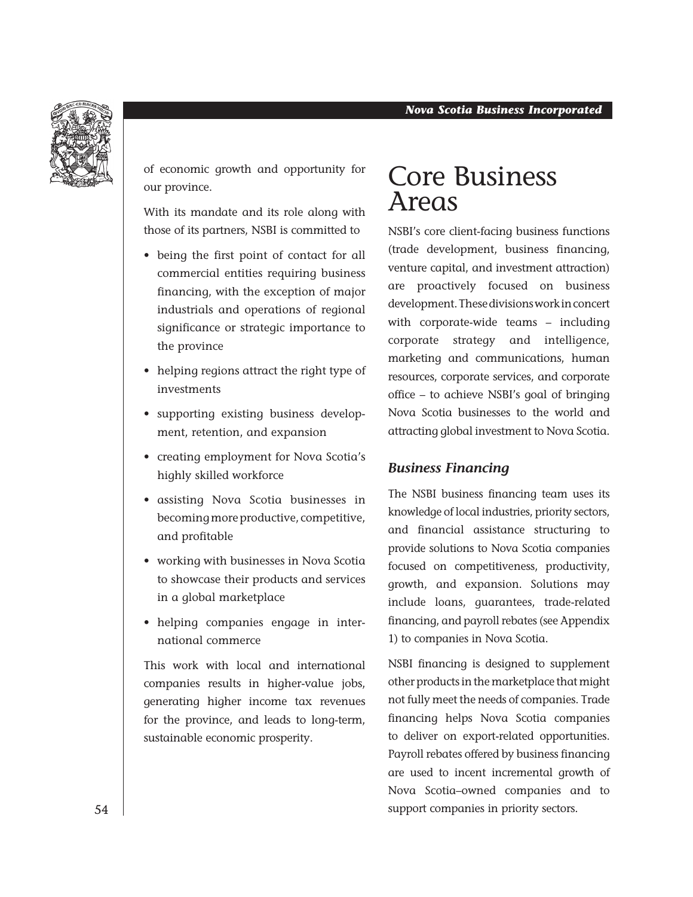of economic growth and opportunity for our province.

With its mandate and its role along with those of its partners, NSBI is committed to

- being the first point of contact for all commercial entities requiring business financing, with the exception of major industrials and operations of regional significance or strategic importance to the province
- helping regions attract the right type of investments
- supporting existing business development, retention, and expansion
- creating employment for Nova Scotia's highly skilled workforce
- assisting Nova Scotia businesses in becoming more productive, competitive, and profitable
- working with businesses in Nova Scotia to showcase their products and services in a global marketplace
- helping companies engage in international commerce

This work with local and international companies results in higher-value jobs, generating higher income tax revenues for the province, and leads to long-term, sustainable economic prosperity.

# Core Business Areas

NSBI's core client-facing business functions (trade development, business financing, venture capital, and investment attraction) are proactively focused on business development. These divisions work in concert with corporate-wide teams – including corporate strategy and intelligence, marketing and communications, human resources, corporate services, and corporate office – to achieve NSBI's goal of bringing Nova Scotia businesses to the world and attracting global investment to Nova Scotia.

### *Business Financing*

The NSBI business financing team uses its knowledge of local industries, priority sectors, and financial assistance structuring to provide solutions to Nova Scotia companies focused on competitiveness, productivity, growth, and expansion. Solutions may include loans, guarantees, trade-related financing, and payroll rebates (see Appendix 1) to companies in Nova Scotia.

NSBI financing is designed to supplement other products in the marketplace that might not fully meet the needs of companies. Trade financing helps Nova Scotia companies to deliver on export-related opportunities. Payroll rebates offered by business financing are used to incent incremental growth of Nova Scotia–owned companies and to support companies in priority sectors.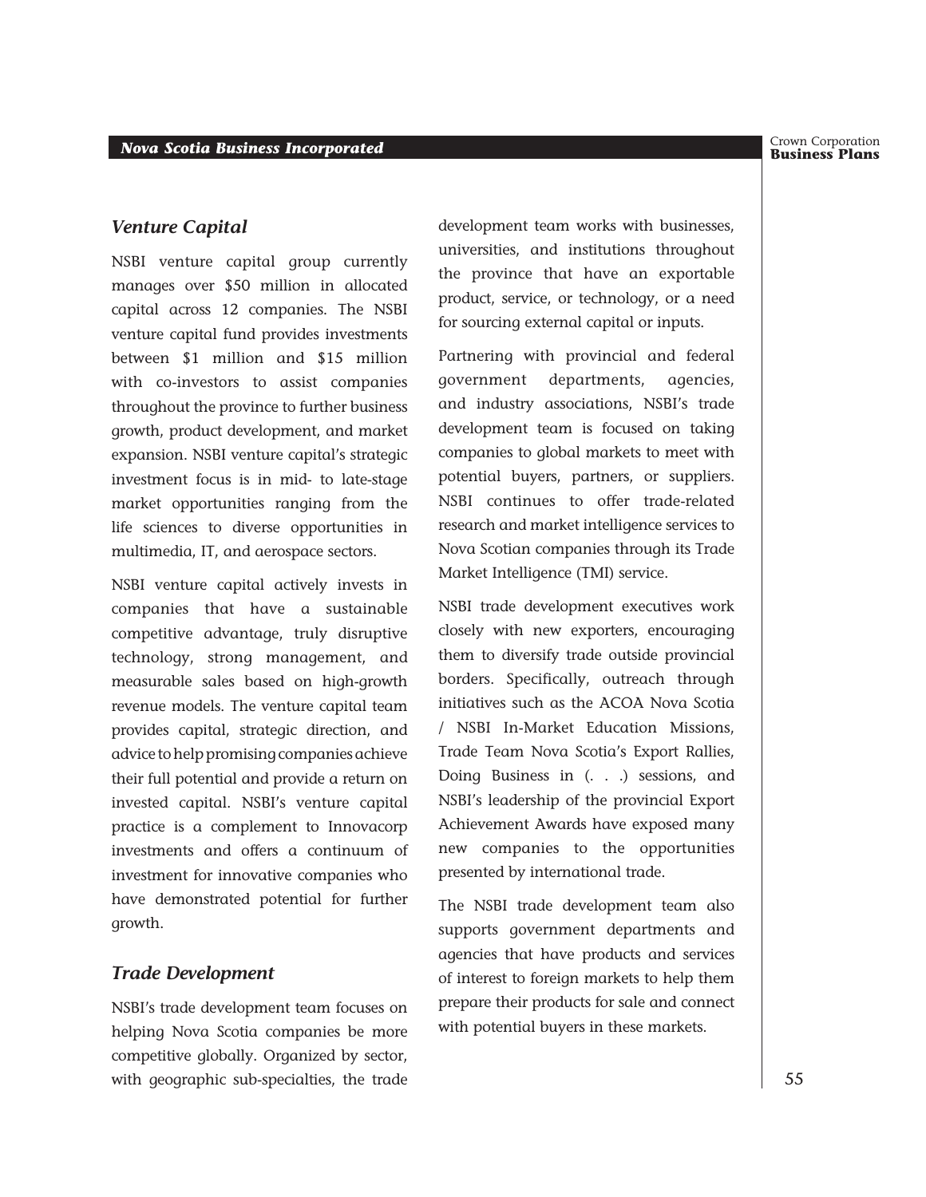## *Venture Capital*

NSBI venture capital group currently manages over $50 million in allocated capital across 12 companies. The NSBI venture capital fund provides investments between $1 million and $15 million with co-investors to assist companies throughout the province to further business growth, product development, and market expansion. NSBI venture capital's strategic investment focus is in mid- to late-stage market opportunities ranging from the life sciences to diverse opportunities in multimedia, IT, and aerospace sectors.

NSBI venture capital actively invests in companies that have a sustainable competitive advantage, truly disruptive technology, strong management, and measurable sales based on high-growth revenue models. The venture capital team provides capital, strategic direction, and advice to help promising companies achieve their full potential and provide a return on invested capital. NSBI's venture capital practice is a complement to Innovacorp investments and offers a continuum of investment for innovative companies who have demonstrated potential for further growth.

## *Trade Development*

NSBI's trade development team focuses on helping Nova Scotia companies be more competitive globally. Organized by sector, with geographic sub-specialties, the trade development team works with businesses, universities, and institutions throughout the province that have an exportable product, service, or technology, or a need for sourcing external capital or inputs.

Partnering with provincial and federal government departments, agencies, and industry associations, NSBI's trade development team is focused on taking companies to global markets to meet with potential buyers, partners, or suppliers. NSBI continues to offer trade-related research and market intelligence services to Nova Scotian companies through its Trade Market Intelligence (TMI) service.

NSBI trade development executives work closely with new exporters, encouraging them to diversify trade outside provincial borders. Specifically, outreach through initiatives such as the ACOA Nova Scotia / NSBI In-Market Education Missions, Trade Team Nova Scotia's Export Rallies, Doing Business in (. . .) sessions, and NSBI's leadership of the provincial Export Achievement Awards have exposed many new companies to the opportunities presented by international trade.

The NSBI trade development team also supports government departments and agencies that have products and services of interest to foreign markets to help them prepare their products for sale and connect with potential buyers in these markets.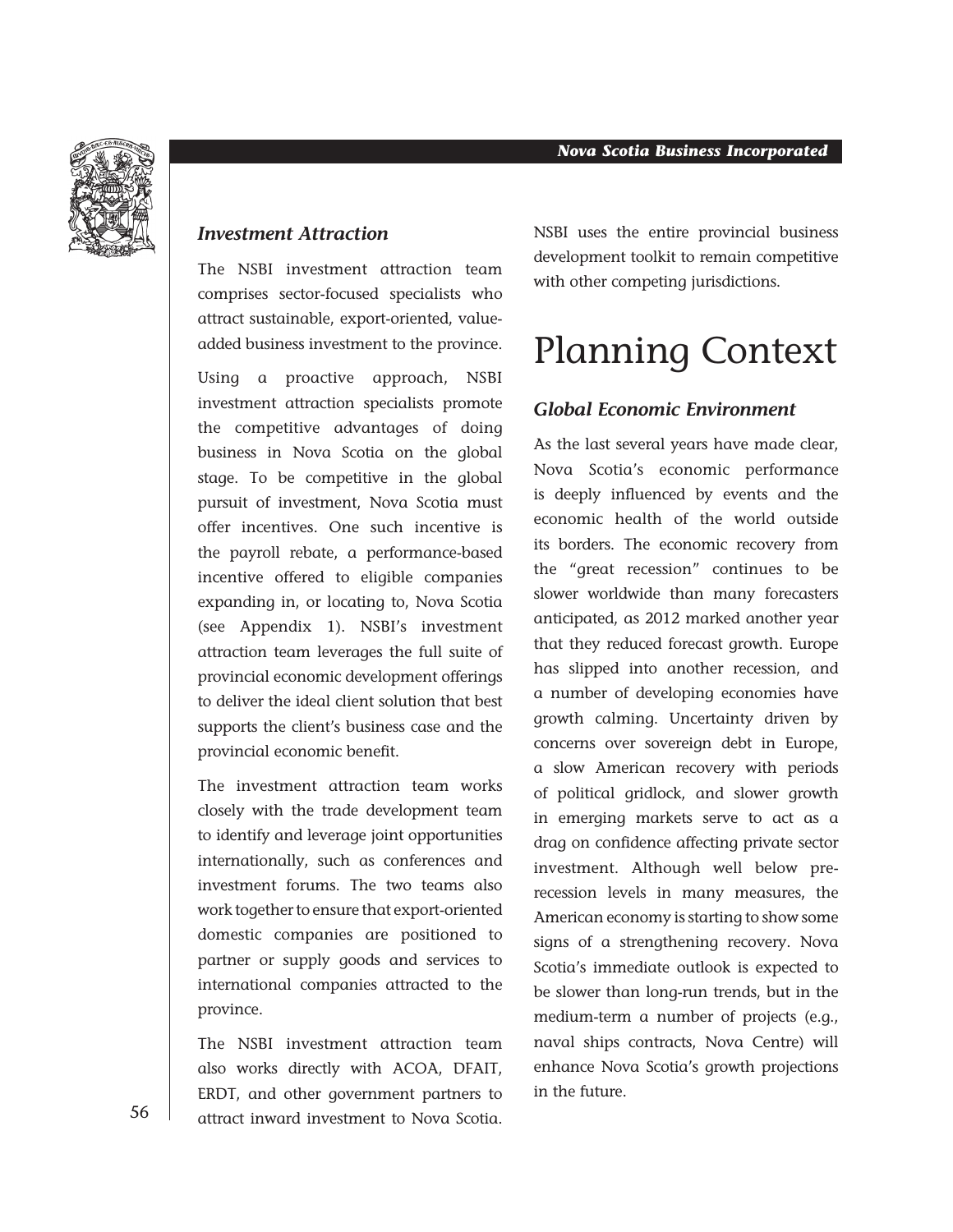### *Investment Attraction*

The NSBI investment attraction team comprises sector-focused specialists who attract sustainable, export-oriented, value-added business investment to the province.

Using a proactive approach, NSBI investment attraction specialists promote the competitive advantages of doing business in Nova Scotia on the global stage. To be competitive in the global pursuit of investment, Nova Scotia must offer incentives. One such incentive is the payroll rebate, a performance-based incentive offered to eligible companies expanding in, or locating to, Nova Scotia (see Appendix 1). NSBI's investment attraction team leverages the full suite of provincial economic development offerings to deliver the ideal client solution that best supports the client's business case and the provincial economic benefit.

The investment attraction team works closely with the trade development team to identify and leverage joint opportunities internationally, such as conferences and investment forums. The two teams also work together to ensure that export-oriented domestic companies are positioned to partner or supply goods and services to international companies attracted to the province.

The NSBI investment attraction team also works directly with ACOA, DFAIT, ERDT, and other government partners to attract inward investment to Nova Scotia. NSBI uses the entire provincial business development toolkit to remain competitive with other competing jurisdictions.

# Planning Context

### *Global Economic Environment*

As the last several years have made clear, Nova Scotia's economic performance is deeply influenced by events and the economic health of the world outside its borders. The economic recovery from the "great recession" continues to be slower worldwide than many forecasters anticipated, as 2012 marked another year that they reduced forecast growth. Europe has slipped into another recession, and a number of developing economies have growth calming. Uncertainty driven by concerns over sovereign debt in Europe, a slow American recovery with periods of political gridlock, and slower growth in emerging markets serve to act as a drag on confidence affecting private sector investment. Although well below pre-recession levels in many measures, the American economy is starting to show some signs of a strengthening recovery. Nova Scotia's immediate outlook is expected to be slower than long-run trends, but in the medium-term a number of projects (e.g., naval ships contracts, Nova Centre) will enhance Nova Scotia's growth projections in the future.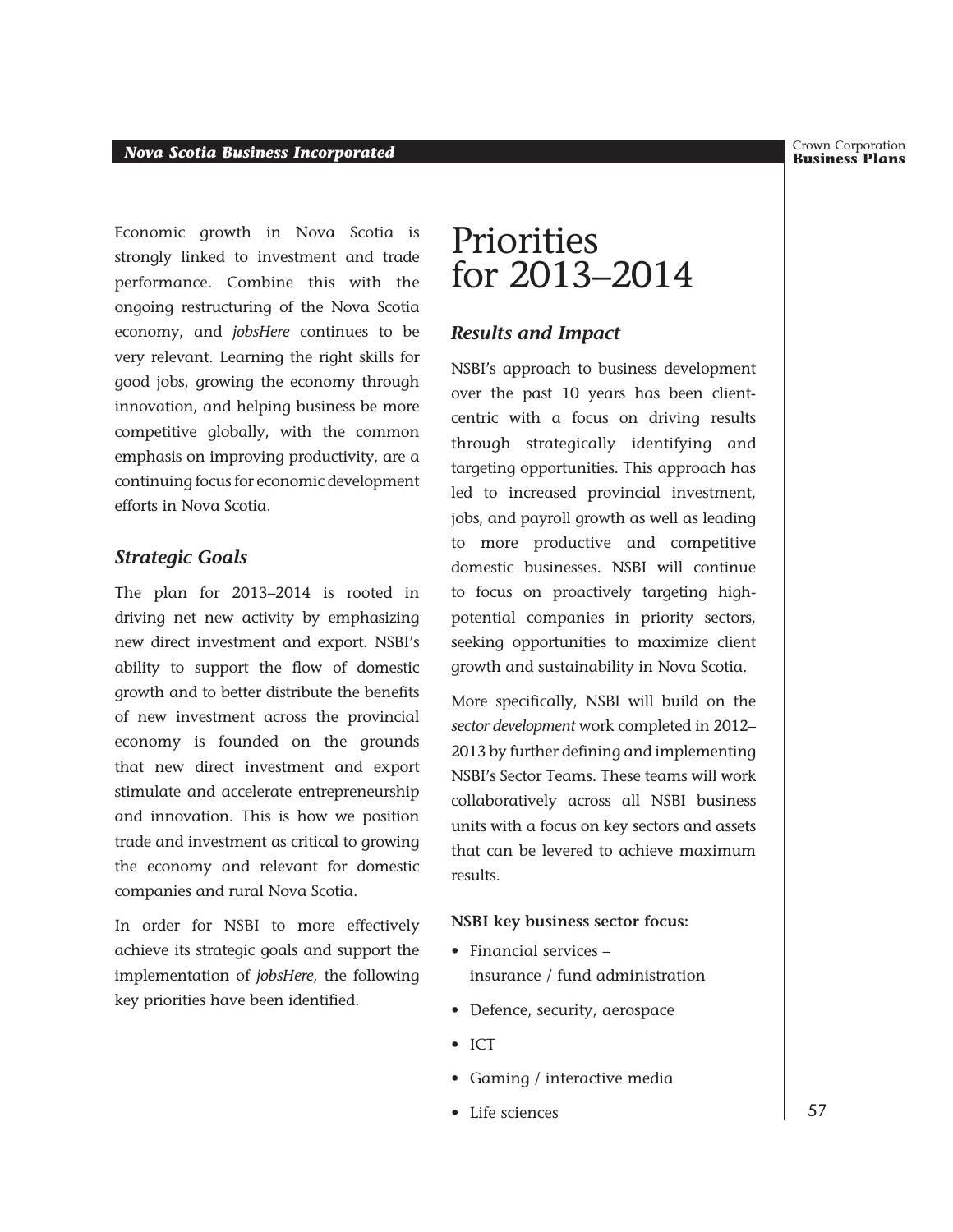Economic growth in Nova Scotia is strongly linked to investment and trade performance. Combine this with the ongoing restructuring of the Nova Scotia economy, and *jobsHere* continues to be very relevant. Learning the right skills for good jobs, growing the economy through innovation, and helping business be more competitive globally, with the common emphasis on improving productivity, are a continuing focus for economic development efforts in Nova Scotia.

### *Strategic Goals*

The plan for 2013–2014 is rooted in driving net new activity by emphasizing new direct investment and export. NSBI's ability to support the flow of domestic growth and to better distribute the benefits of new investment across the provincial economy is founded on the grounds that new direct investment and export stimulate and accelerate entrepreneurship and innovation. This is how we position trade and investment as critical to growing the economy and relevant for domestic companies and rural Nova Scotia.

In order for NSBI to more effectively achieve its strategic goals and support the implementation of *jobsHere*, the following key priorities have been identified.

# Priorities for 2013–2014

### *Results and Impact*

NSBI's approach to business development over the past 10 years has been client-centric with a focus on driving results through strategically identifying and targeting opportunities. This approach has led to increased provincial investment, jobs, and payroll growth as well as leading to more productive and competitive domestic businesses. NSBI will continue to focus on proactively targeting high-potential companies in priority sectors, seeking opportunities to maximize client growth and sustainability in Nova Scotia.

More specifically, NSBI will build on the *sector development* work completed in 2012–2013 by further defining and implementing NSBI's Sector Teams. These teams will work collaboratively across all NSBI business units with a focus on key sectors and assets that can be levered to achieve maximum results.

**NSBI key business sector focus:**

- Financial services – insurance / fund administration
- Defence, security, aerospace
- ICT
- Gaming / interactive media
- Life sciences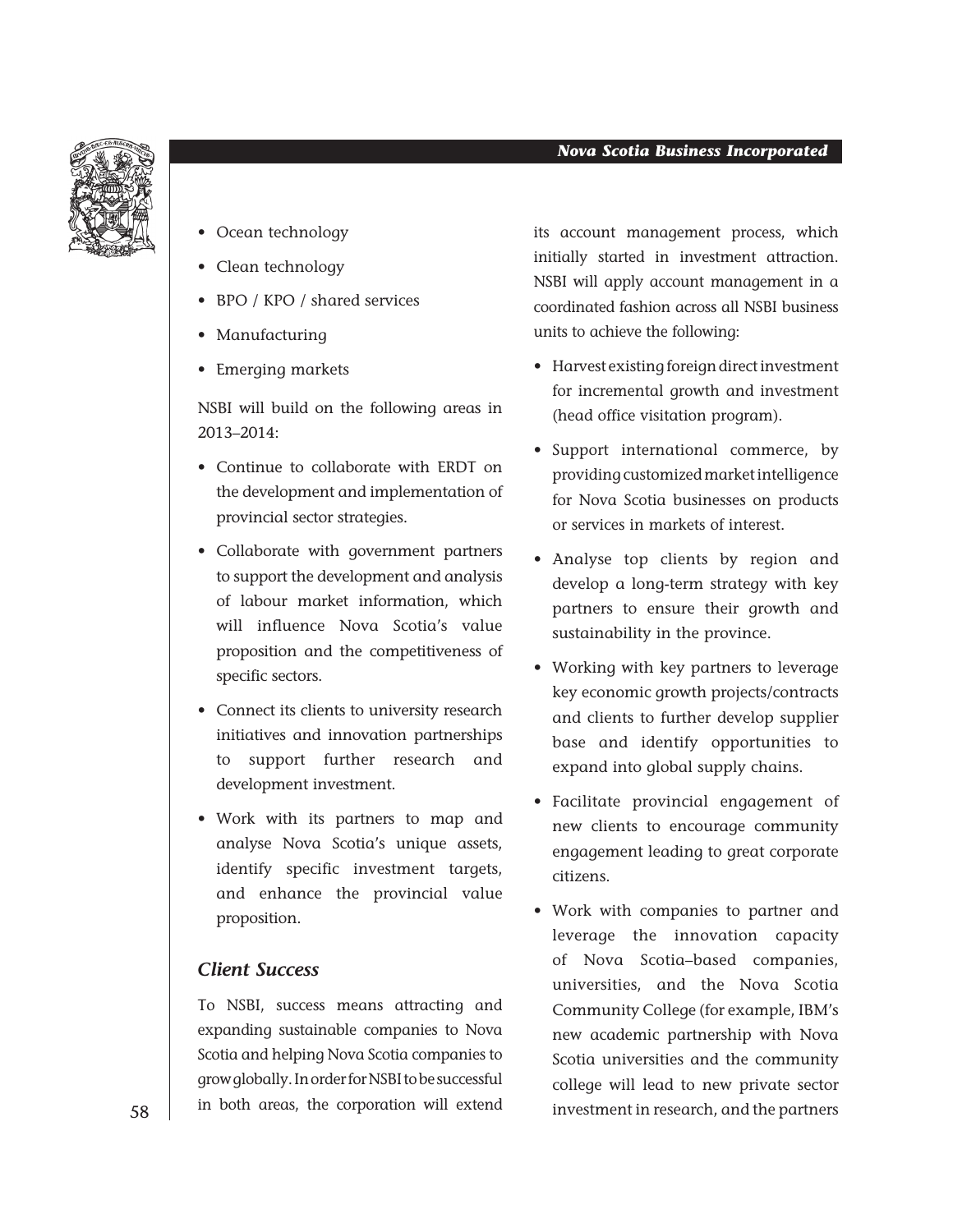- Ocean technology
- Clean technology
- BPO / KPO / shared services
- Manufacturing
- Emerging markets

NSBI will build on the following areas in 2013–2014:

- Continue to collaborate with ERDT on the development and implementation of provincial sector strategies.
- Collaborate with government partners to support the development and analysis of labour market information, which will influence Nova Scotia's value proposition and the competitiveness of specific sectors.
- Connect its clients to university research initiatives and innovation partnerships to support further research and development investment.
- Work with its partners to map and analyse Nova Scotia's unique assets, identify specific investment targets, and enhance the provincial value proposition.

### *Client Success*

To NSBI, success means attracting and expanding sustainable companies to Nova Scotia and helping Nova Scotia companies to grow globally. In order for NSBI to be successful in both areas, the corporation will extend its account management process, which initially started in investment attraction. NSBI will apply account management in a coordinated fashion across all NSBI business units to achieve the following:

- Harvest existing foreign direct investment for incremental growth and investment (head office visitation program).
- Support international commerce, by providing customized market intelligence for Nova Scotia businesses on products or services in markets of interest.
- Analyse top clients by region and develop a long-term strategy with key partners to ensure their growth and sustainability in the province.
- Working with key partners to leverage key economic growth projects/contracts and clients to further develop supplier base and identify opportunities to expand into global supply chains.
- Facilitate provincial engagement of new clients to encourage community engagement leading to great corporate citizens.
- Work with companies to partner and leverage the innovation capacity of Nova Scotia–based companies, universities, and the Nova Scotia Community College (for example, IBM's new academic partnership with Nova Scotia universities and the community college will lead to new private sector investment in research, and the partners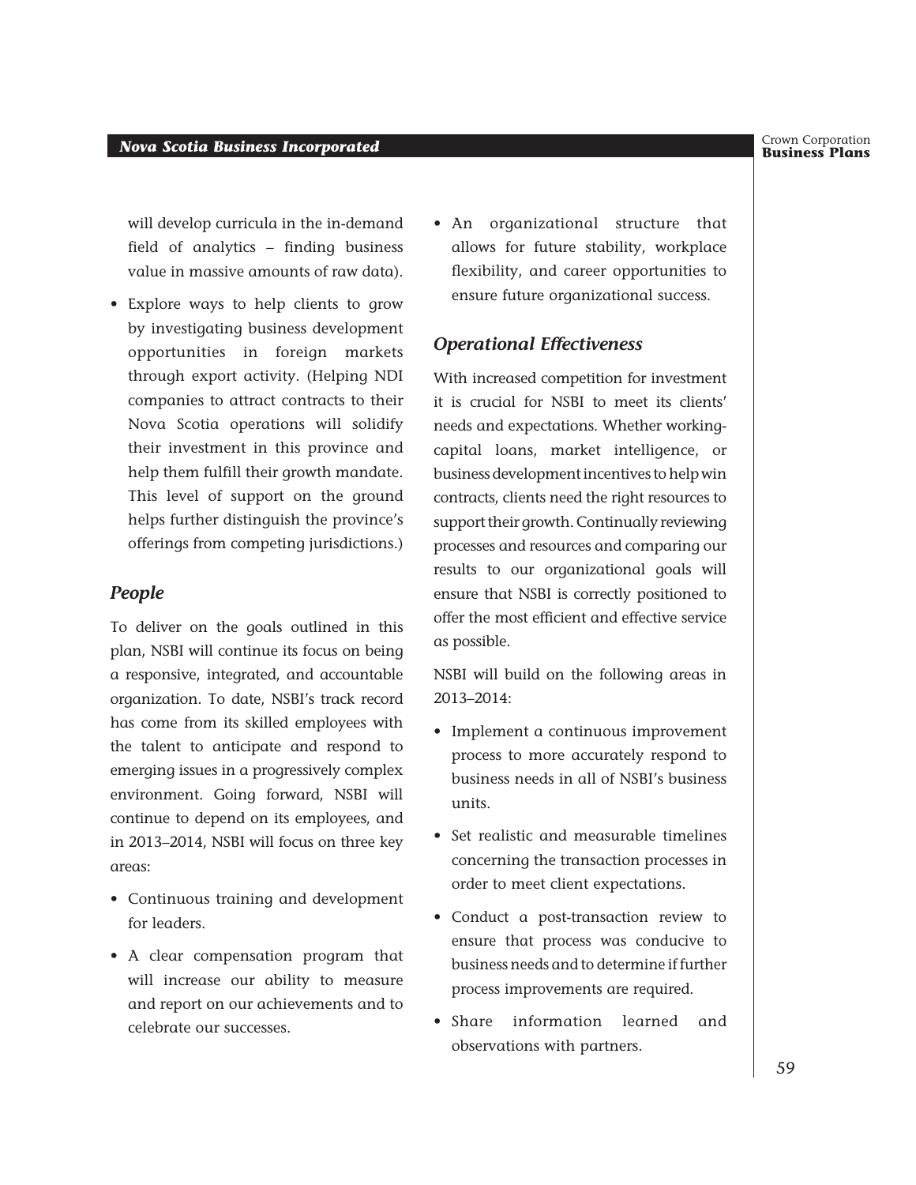will develop curricula in the in-demand field of analytics – finding business value in massive amounts of raw data).

- Explore ways to help clients to grow by investigating business development opportunities in foreign markets through export activity. (Helping NDI companies to attract contracts to their Nova Scotia operations will solidify their investment in this province and help them fulfill their growth mandate. This level of support on the ground helps further distinguish the province's offerings from competing jurisdictions.)

### *People*

To deliver on the goals outlined in this plan, NSBI will continue its focus on being a responsive, integrated, and accountable organization. To date, NSBI's track record has come from its skilled employees with the talent to anticipate and respond to emerging issues in a progressively complex environment. Going forward, NSBI will continue to depend on its employees, and in 2013–2014, NSBI will focus on three key areas:

- Continuous training and development for leaders.
- A clear compensation program that will increase our ability to measure and report on our achievements and to celebrate our successes.
- An organizational structure that allows for future stability, workplace flexibility, and career opportunities to ensure future organizational success.

### *Operational Effectiveness*

With increased competition for investment it is crucial for NSBI to meet its clients' needs and expectations. Whether working-capital loans, market intelligence, or business development incentives to help win contracts, clients need the right resources to support their growth. Continually reviewing processes and resources and comparing our results to our organizational goals will ensure that NSBI is correctly positioned to offer the most efficient and effective service as possible.

NSBI will build on the following areas in 2013–2014:

- Implement a continuous improvement process to more accurately respond to business needs in all of NSBI's business units.
- Set realistic and measurable timelines concerning the transaction processes in order to meet client expectations.
- Conduct a post-transaction review to ensure that process was conducive to business needs and to determine if further process improvements are required.
- Share information learned and observations with partners.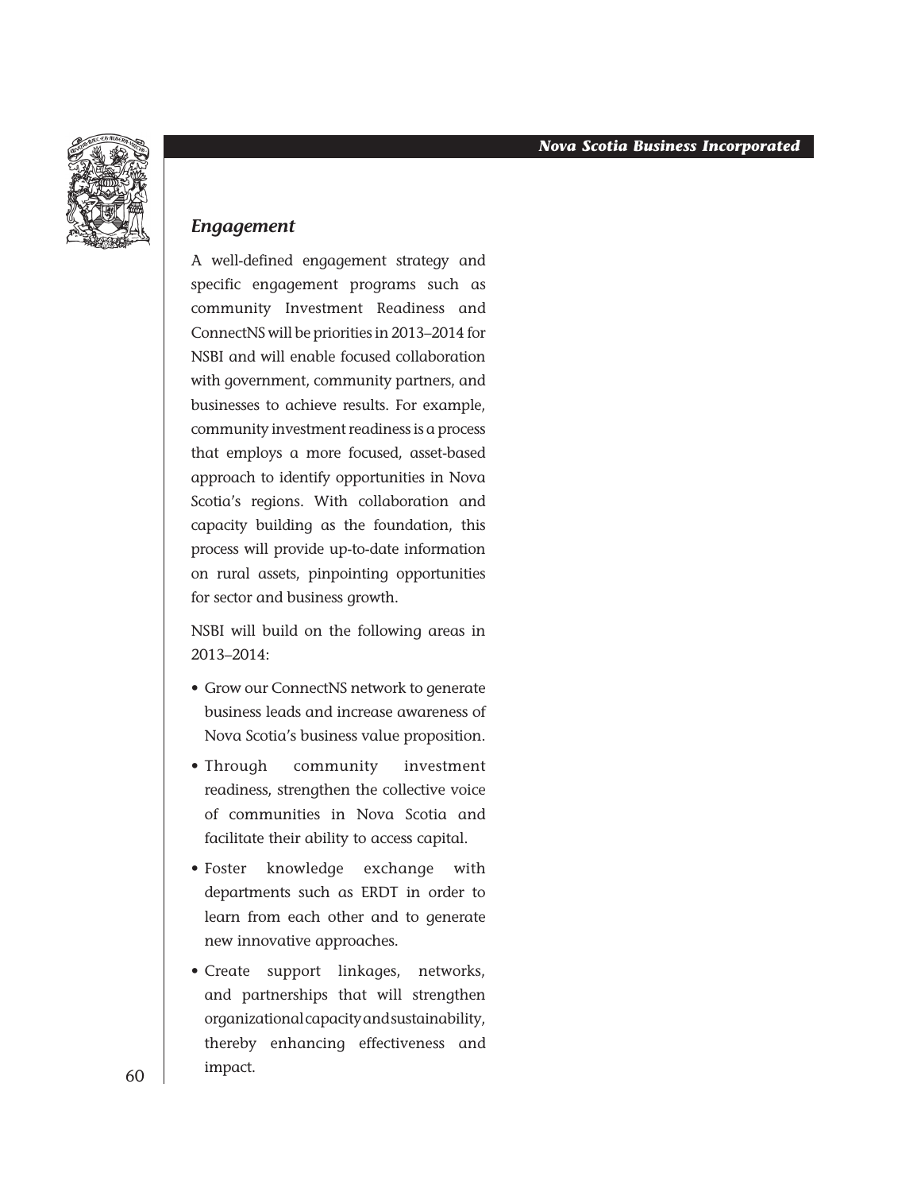## *Engagement*

A well-defined engagement strategy and specific engagement programs such as community Investment Readiness and ConnectNS will be priorities in 2013–2014 for NSBI and will enable focused collaboration with government, community partners, and businesses to achieve results. For example, community investment readiness is a process that employs a more focused, asset-based approach to identify opportunities in Nova Scotia's regions. With collaboration and capacity building as the foundation, this process will provide up-to-date information on rural assets, pinpointing opportunities for sector and business growth.

NSBI will build on the following areas in 2013–2014:

- Grow our ConnectNS network to generate business leads and increase awareness of Nova Scotia's business value proposition.
- Through community investment readiness, strengthen the collective voice of communities in Nova Scotia and facilitate their ability to access capital.
- Foster knowledge exchange with departments such as ERDT in order to learn from each other and to generate new innovative approaches.
- Create support linkages, networks, and partnerships that will strengthen organizational capacity and sustainability, thereby enhancing effectiveness and impact.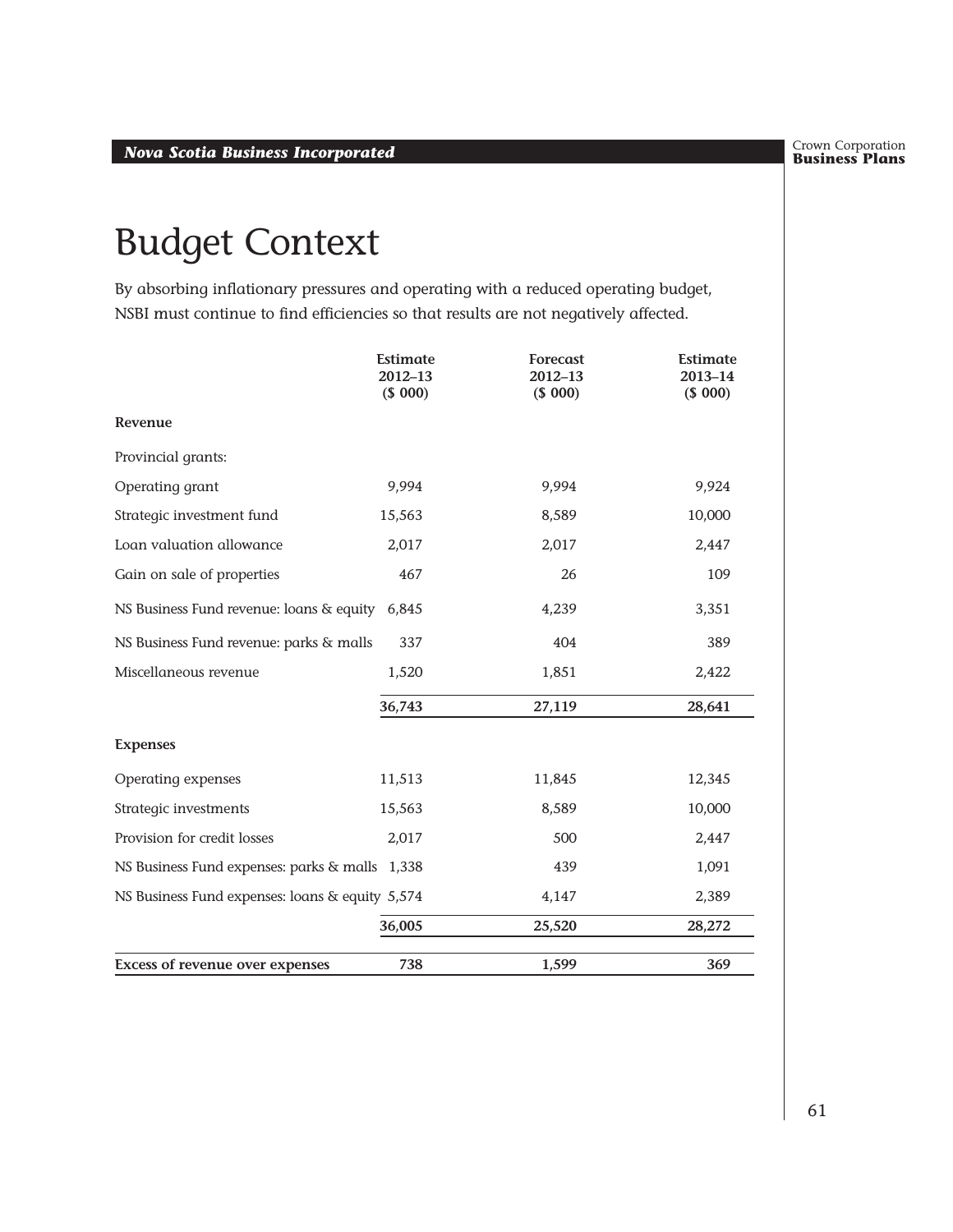# Budget Context

By absorbing inflationary pressures and operating with a reduced operating budget, NSBI must continue to find efficiencies so that results are not negatively affected.

| | Estimate 2012–13 ($ 000) | Forecast 2012–13 ($ 000) | Estimate 2013–14 ($ 000) |
|---|---|---|---|
| **Revenue** | | | |
| Provincial grants: | | | |
| Operating grant | 9,994 | 9,994 | 9,924 |
| Strategic investment fund | 15,563 | 8,589 | 10,000 |
| Loan valuation allowance | 2,017 | 2,017 | 2,447 |
| Gain on sale of properties | 467 | 26 | 109 |
| NS Business Fund revenue: loans & equity | 6,845 | 4,239 | 3,351 |
| NS Business Fund revenue: parks & malls | 337 | 404 | 389 |
| Miscellaneous revenue | 1,520 | 1,851 | 2,422 |
| | **36,743** | **27,119** | **28,641** |
| **Expenses** | | | |
| Operating expenses | 11,513 | 11,845 | 12,345 |
| Strategic investments | 15,563 | 8,589 | 10,000 |
| Provision for credit losses | 2,017 | 500 | 2,447 |
| NS Business Fund expenses: parks & malls | 1,338 | 439 | 1,091 |
| NS Business Fund expenses: loans & equity | 5,574 | 4,147 | 2,389 |
| | **36,005** | **25,520** | **28,272** |
| **Excess of revenue over expenses** | **738** | **1,599** | **369** |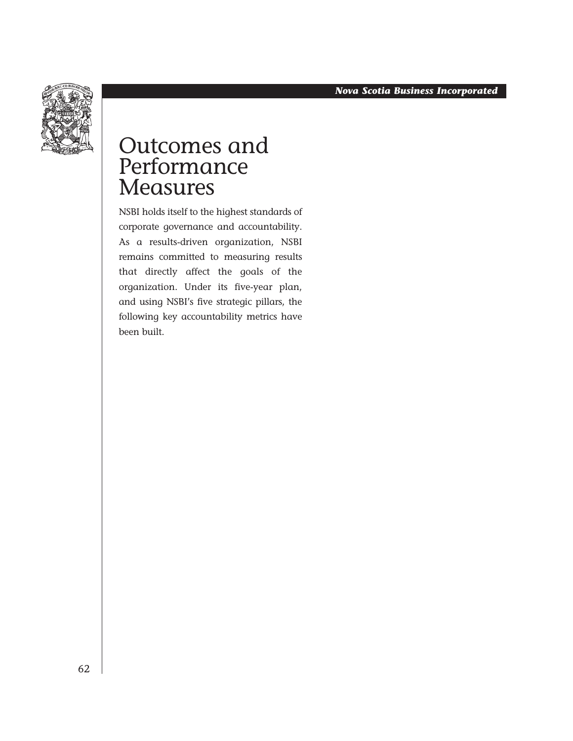# Outcomes and Performance Measures

NSBI holds itself to the highest standards of corporate governance and accountability. As a results-driven organization, NSBI remains committed to measuring results that directly affect the goals of the organization. Under its five-year plan, and using NSBI's five strategic pillars, the following key accountability metrics have been built.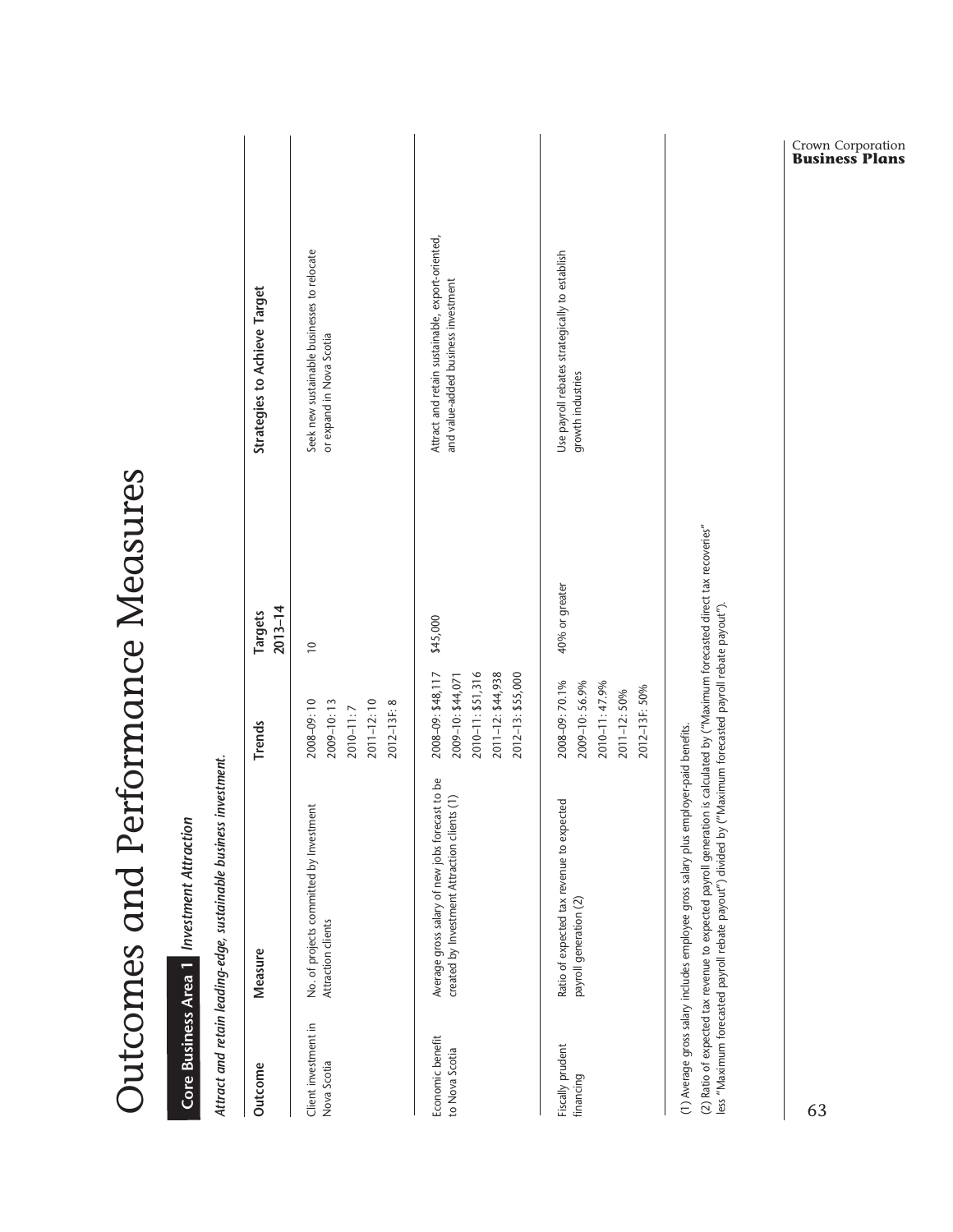# Outcomes and Performance Measures

## Core Business Area 1 *Investment Attraction*

***Attract and retain leading-edge, sustainable business investment.***

| Outcome | Measure | Trends | Targets 2013–14 | Strategies to Achieve Target |
|---|---|---|---|---|
| Client investment in Nova Scotia | No. of projects committed by Investment Attraction clients | 2008–09: 10<br>2009–10: 13<br>2010–11: 7<br>2011–12: 10<br>2012–13F: 8 | 10 | Seek new sustainable businesses to relocate or expand in Nova Scotia |
| Economic benefit to Nova Scotia | Average gross salary of new jobs forecast to be created by Investment Attraction clients (1) | 2008–09: $48,117<br>2009–10: $44,071<br>2010–11: $51,316<br>2011–12: $44,938<br>2012–13: $55,000 | $45,000 | Attract and retain sustainable, export-oriented, and value-added business investment |
| Fiscally prudent financing | Ratio of expected tax revenue to expected payroll generation (2) | 2008–09: 70.1%<br>2009–10: 56.9%<br>2010–11: 47.9%<br>2011–12: 50%<br>2012–13F: 50% | 40% or greater | Use payroll rebates strategically to establish growth industries |

(1) Average gross salary includes employee gross salary plus employer-paid benefits.

(2) Ratio of expected tax revenue to expected payroll generation is calculated by ("Maximum forecasted direct tax recoveries" less "Maximum forecasted payroll rebate payout") divided by ("Maximum forecasted payroll rebate payout").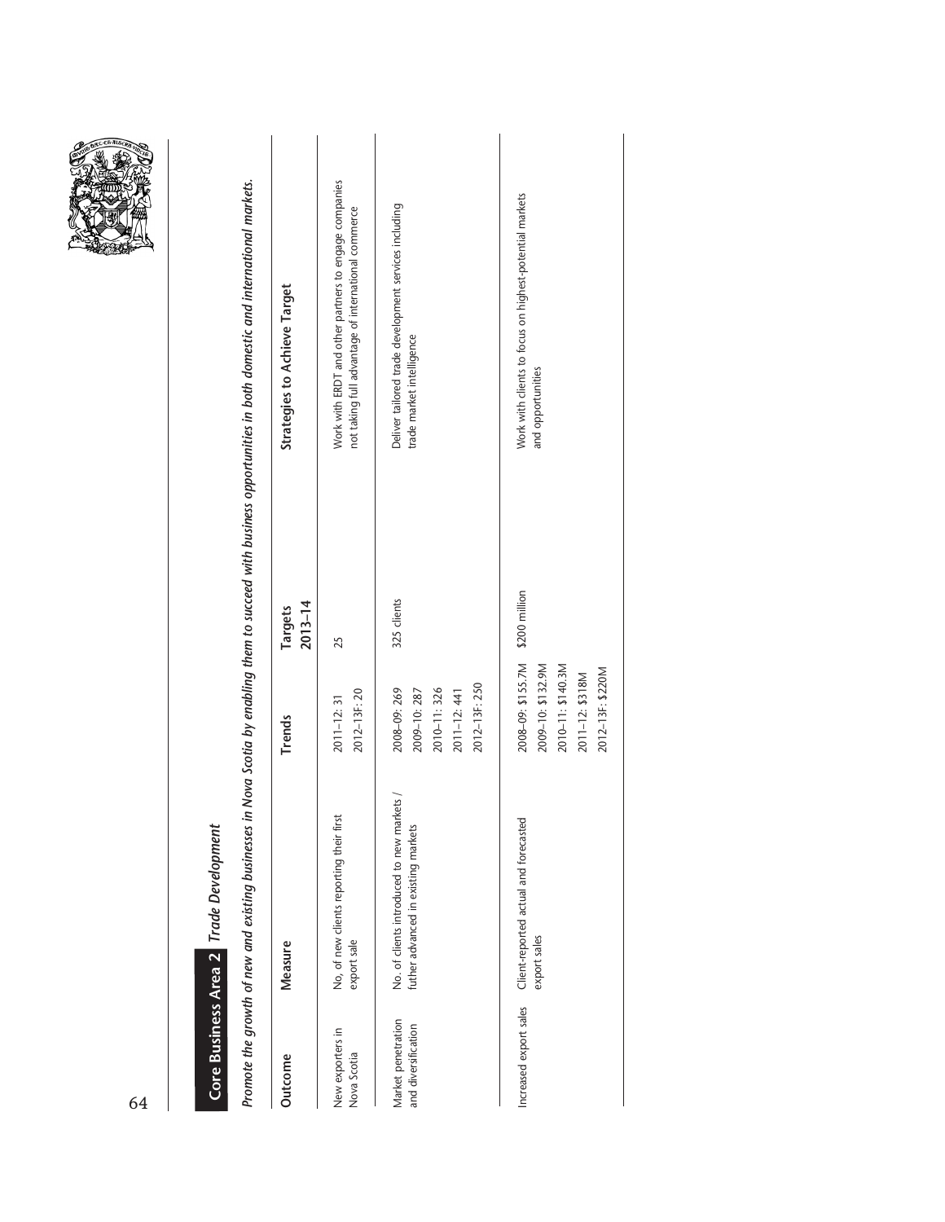## Core Business Area 2 *Trade Development*

*Promote the growth of new and existing businesses in Nova Scotia by enabling them to succeed with business opportunities in both domestic and international markets.*

| Outcome | Measure | Trends | Targets 2013–14 | Strategies to Achieve Target |
|---|---|---|---|---|
| New exporters in Nova Scotia | No, of new clients reporting their first export sale | 2011–12: 31<br>2012–13F: 20 | 25 | Work with ERDT and other partners to engage companies not taking full advantage of international commerce |
| Market penetration and diversification | No. of clients introduced to new markets / futher advanced in existing markets | 2008–09: 269<br>2009–10: 287<br>2010–11: 326<br>2011–12: 441<br>2012–13F: 250 | 325 clients | Deliver tailored trade development services including trade market intelligence |
| Increased export sales | Client-reported actual and forecasted export sales | 2008–09: $155.7M<br>2009–10: $132.9M<br>2010–11: $140.3M<br>2011–12: $318M<br>2012–13F: $220M | $200 million | Work with clients to focus on highest-potential markets and opportunities |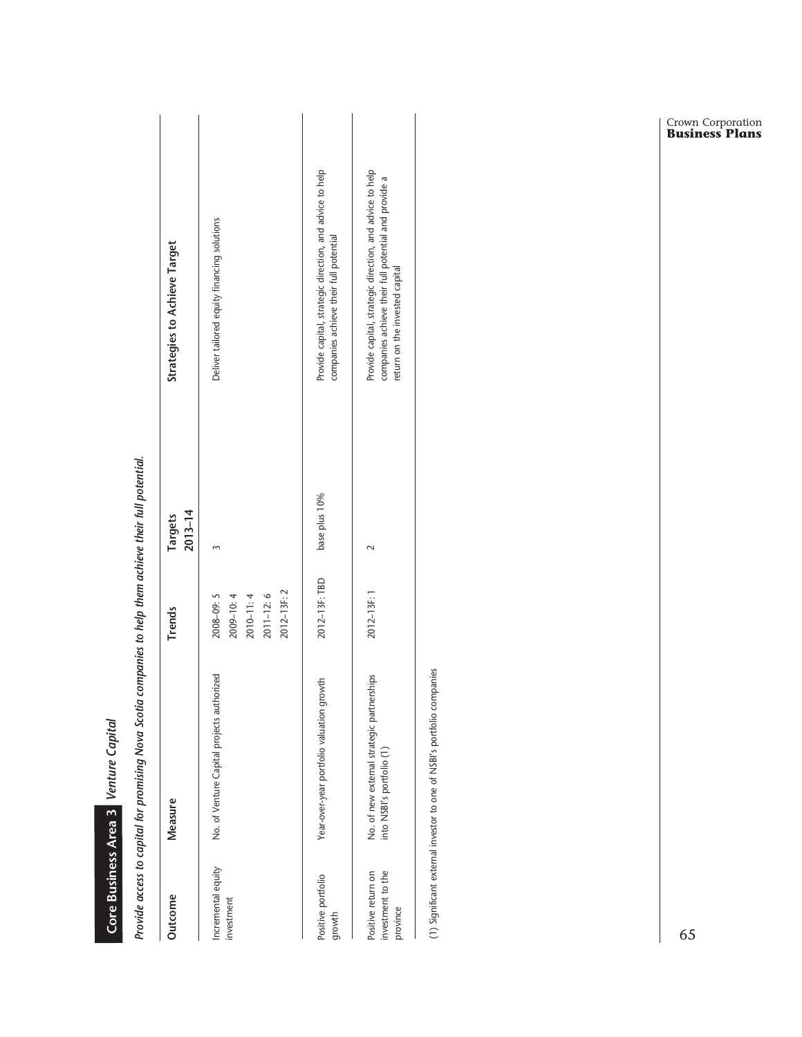## Core Business Area 3 *Venture Capital*

***Provide access to capital for promising Nova Scotia companies to help them achieve their full potential.***

| Outcome | Measure | Trends | Targets 2013–14 | Strategies to Achieve Target |
|---|---|---|---|---|
| Incremental equity investment | No. of Venture Capital projects authorized | 2008–09: 5<br>2009–10: 4<br>2010–11: 4<br>2011–12: 6<br>2012–13F: 2 | 3 | Deliver tailored equity financing solutions |
| Positive portfolio growth | Year-over-year portfolio valuation growth | 2012–13F: TBD | base plus 10% | Provide capital, strategic direction, and advice to help companies achieve their full potential |
| Positive return on investment to the province | No. of new external strategic partnerships into NSBI's portfolio (1) | 2012–13F: 1 | 2 | Provide capital, strategic direction, and advice to help companies achieve their full potential and provide a return on the invested capital |

(1) Significant external investor to one of NSBI's portfolio companies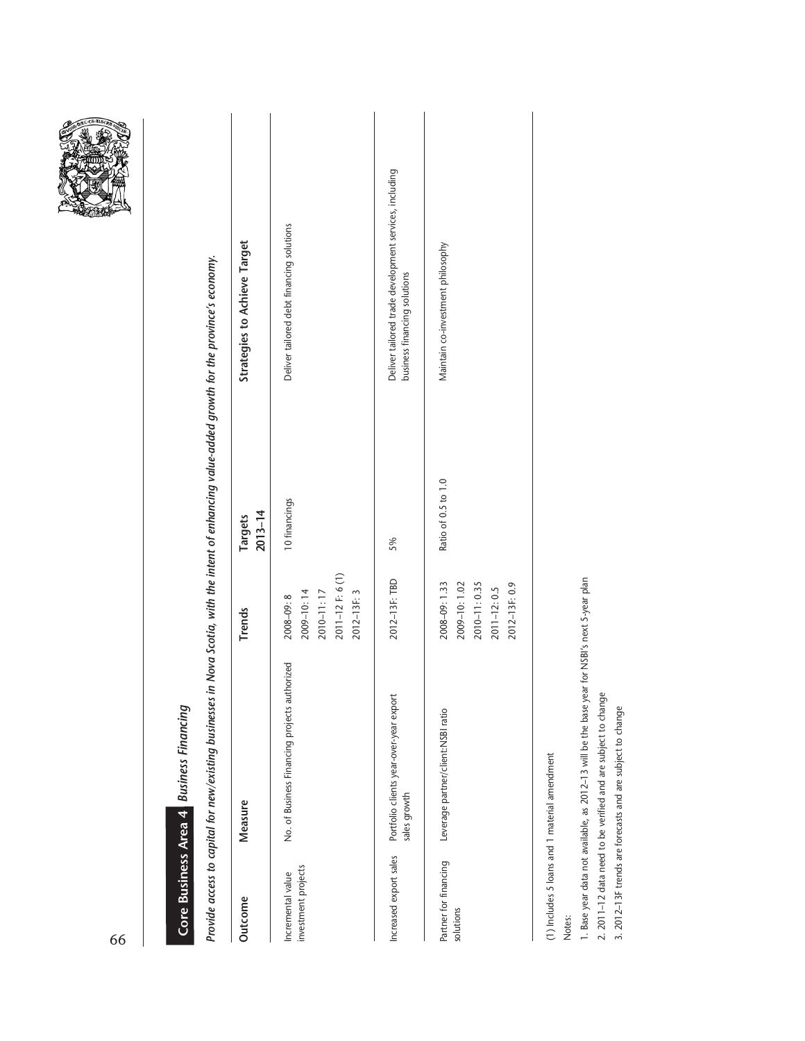## Core Business Area 4 *Business Financing*

*Provide access to capital for new/existing businesses in Nova Scotia, with the intent of enhancing value-added growth for the province's economy.*

| Outcome | Measure | Trends | Targets 2013–14 | Strategies to Achieve Target |
|---|---|---|---|---|
| Incremental value investment projects | No. of Business Financing projects authorized | 2008–09: 8<br>2009–10: 14<br>2010–11: 17<br>2011–12 F: 6 (1)<br>2012–13F: 3 | 10 financings | Deliver tailored debt financing solutions |
| Increased export sales | Portfolio clients year-over-year export sales growth | 2012–13F: TBD | 5% | Deliver tailored trade development services, including business financing solutions |
| Partner for financing solutions | Leverage partner/client:NSBI ratio | 2008–09: 1.33<br>2009–10: 1.02<br>2010–11: 0.35<br>2011–12: 0.5<br>2012–13F: 0.9 | Ratio of 0.5 to 1.0 | Maintain co-investment philosophy |

(1) Includes 5 loans and 1 material amendment

Notes:

1. Base year data not available, as 2012–13 will be the base year for NSBI's next 5-year plan
2. 2011–12 data need to be verified and are subject to change
3. 2012–13F trends are forecasts and are subject to change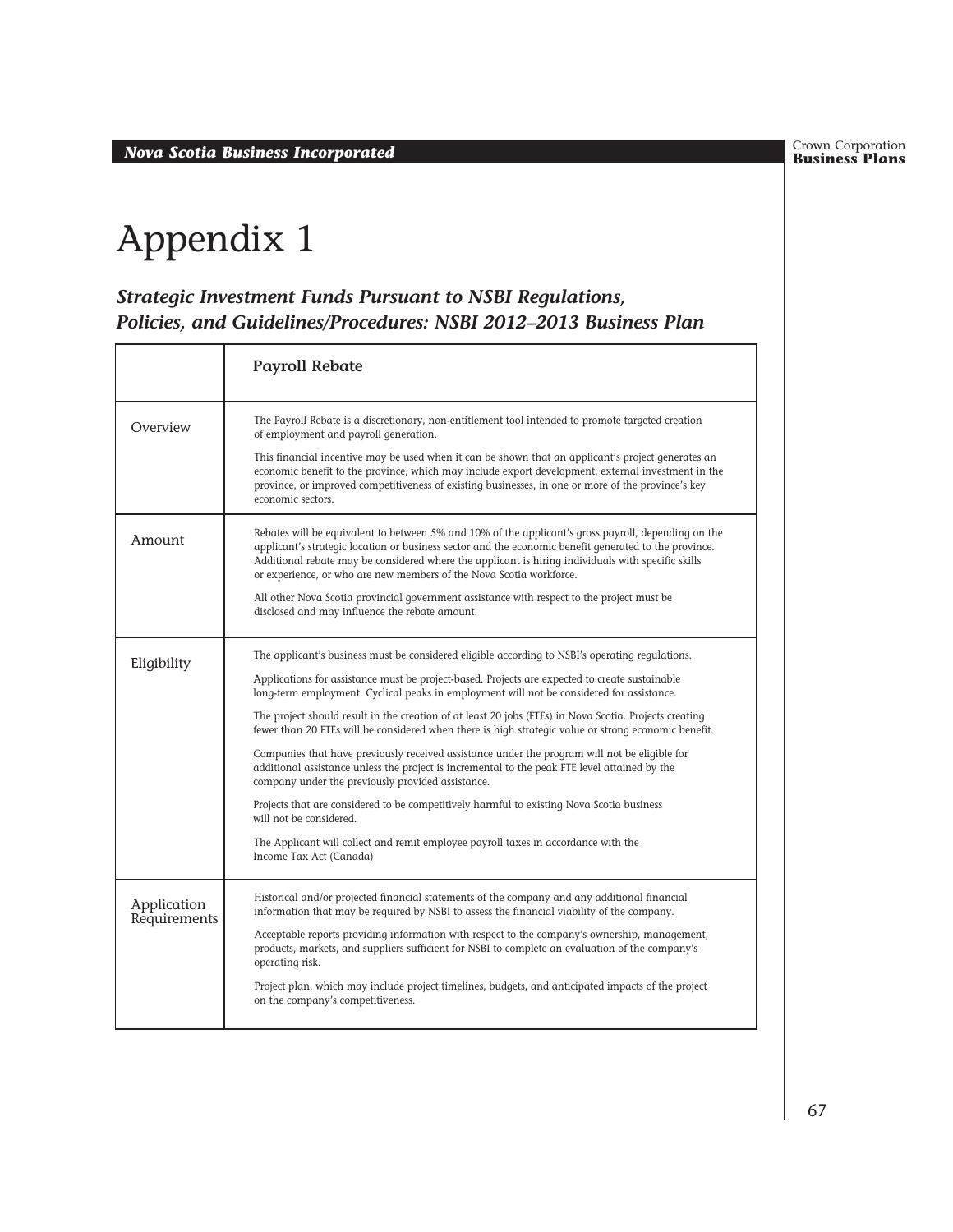# Appendix 1

## *Strategic Investment Funds Pursuant to NSBI Regulations, Policies, and Guidelines/Procedures: NSBI 2012–2013 Business Plan*

| | **Payroll Rebate** |
|---|---|
| Overview | The Payroll Rebate is a discretionary, non-entitlement tool intended to promote targeted creation of employment and payroll generation.<br><br>This financial incentive may be used when it can be shown that an applicant's project generates an economic benefit to the province, which may include export development, external investment in the province, or improved competitiveness of existing businesses, in one or more of the province's key economic sectors. |
| Amount | Rebates will be equivalent to between 5% and 10% of the applicant's gross payroll, depending on the applicant's strategic location or business sector and the economic benefit generated to the province. Additional rebate may be considered where the applicant is hiring individuals with specific skills or experience, or who are new members of the Nova Scotia workforce.<br><br>All other Nova Scotia provincial government assistance with respect to the project must be disclosed and may influence the rebate amount. |
| Eligibility | The applicant's business must be considered eligible according to NSBI's operating regulations.<br><br>Applications for assistance must be project-based. Projects are expected to create sustainable long-term employment. Cyclical peaks in employment will not be considered for assistance.<br><br>The project should result in the creation of at least 20 jobs (FTEs) in Nova Scotia. Projects creating fewer than 20 FTEs will be considered when there is high strategic value or strong economic benefit.<br><br>Companies that have previously received assistance under the program will not be eligible for additional assistance unless the project is incremental to the peak FTE level attained by the company under the previously provided assistance.<br><br>Projects that are considered to be competitively harmful to existing Nova Scotia business will not be considered.<br><br>The Applicant will collect and remit employee payroll taxes in accordance with the Income Tax Act (Canada) |
| Application Requirements | Historical and/or projected financial statements of the company and any additional financial information that may be required by NSBI to assess the financial viability of the company.<br><br>Acceptable reports providing information with respect to the company's ownership, management, products, markets, and suppliers sufficient for NSBI to complete an evaluation of the company's operating risk.<br><br>Project plan, which may include project timelines, budgets, and anticipated impacts of the project on the company's competitiveness. |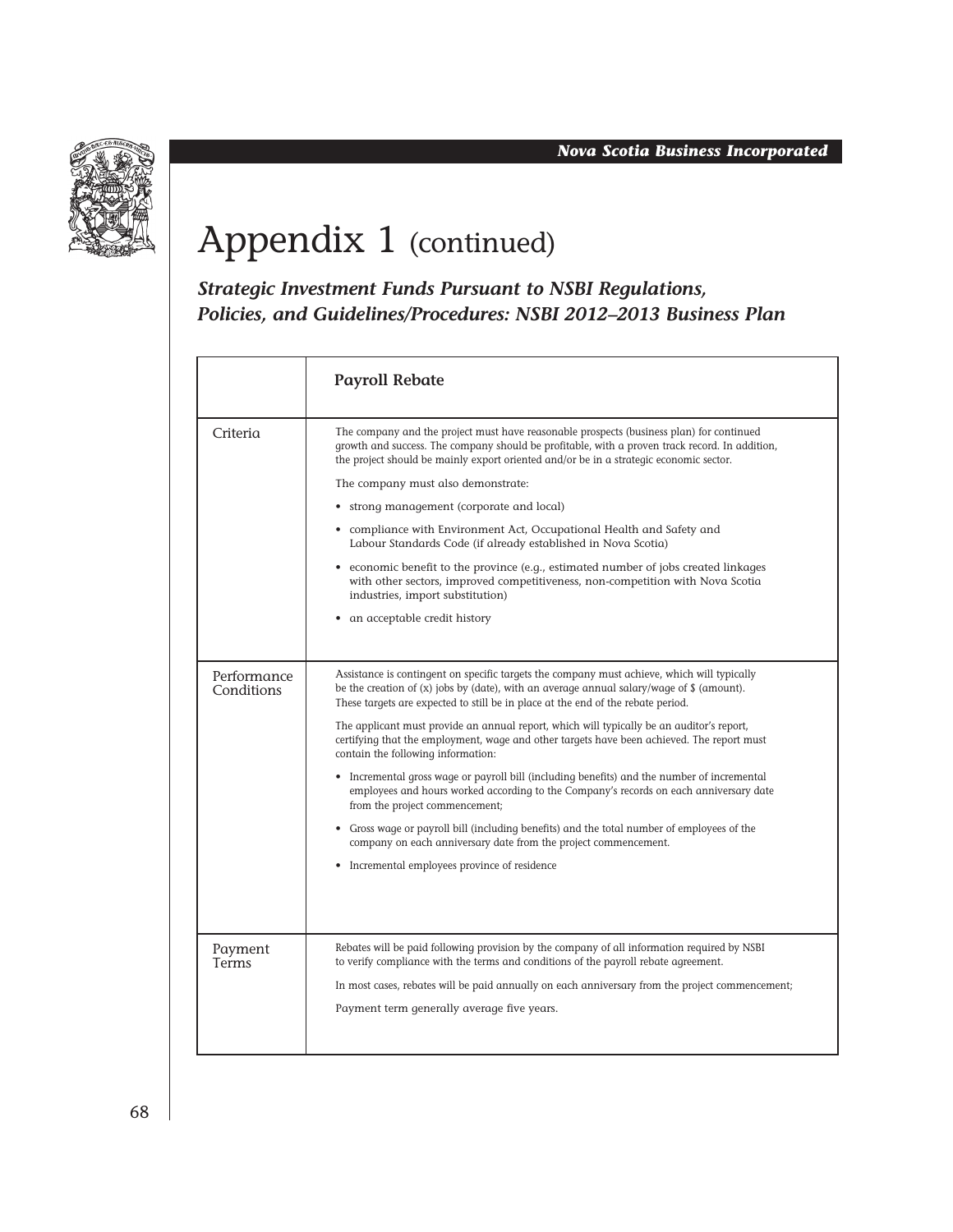# Appendix 1 (continued)

***Strategic Investment Funds Pursuant to NSBI Regulations, Policies, and Guidelines/Procedures: NSBI 2012–2013 Business Plan***

| | **Payroll Rebate** |
|---|---|
| Criteria | The company and the project must have reasonable prospects (business plan) for continued growth and success. The company should be profitable, with a proven track record. In addition, the project should be mainly export oriented and/or be in a strategic economic sector.<br><br>The company must also demonstrate:<br><br>• strong management (corporate and local)<br><br>• compliance with Environment Act, Occupational Health and Safety and Labour Standards Code (if already established in Nova Scotia)<br><br>• economic benefit to the province (e.g., estimated number of jobs created linkages with other sectors, improved competitiveness, non-competition with Nova Scotia industries, import substitution)<br><br>• an acceptable credit history |
| Performance Conditions | Assistance is contingent on specific targets the company must achieve, which will typically be the creation of (x) jobs by (date), with an average annual salary/wage of $ (amount). These targets are expected to still be in place at the end of the rebate period.<br><br>The applicant must provide an annual report, which will typically be an auditor's report, certifying that the employment, wage and other targets have been achieved. The report must contain the following information:<br><br>• Incremental gross wage or payroll bill (including benefits) and the number of incremental employees and hours worked according to the Company's records on each anniversary date from the project commencement;<br><br>• Gross wage or payroll bill (including benefits) and the total number of employees of the company on each anniversary date from the project commencement.<br><br>• Incremental employees province of residence |
| Payment Terms | Rebates will be paid following provision by the company of all information required by NSBI to verify compliance with the terms and conditions of the payroll rebate agreement.<br><br>In most cases, rebates will be paid annually on each anniversary from the project commencement;<br><br>Payment term generally average five years. |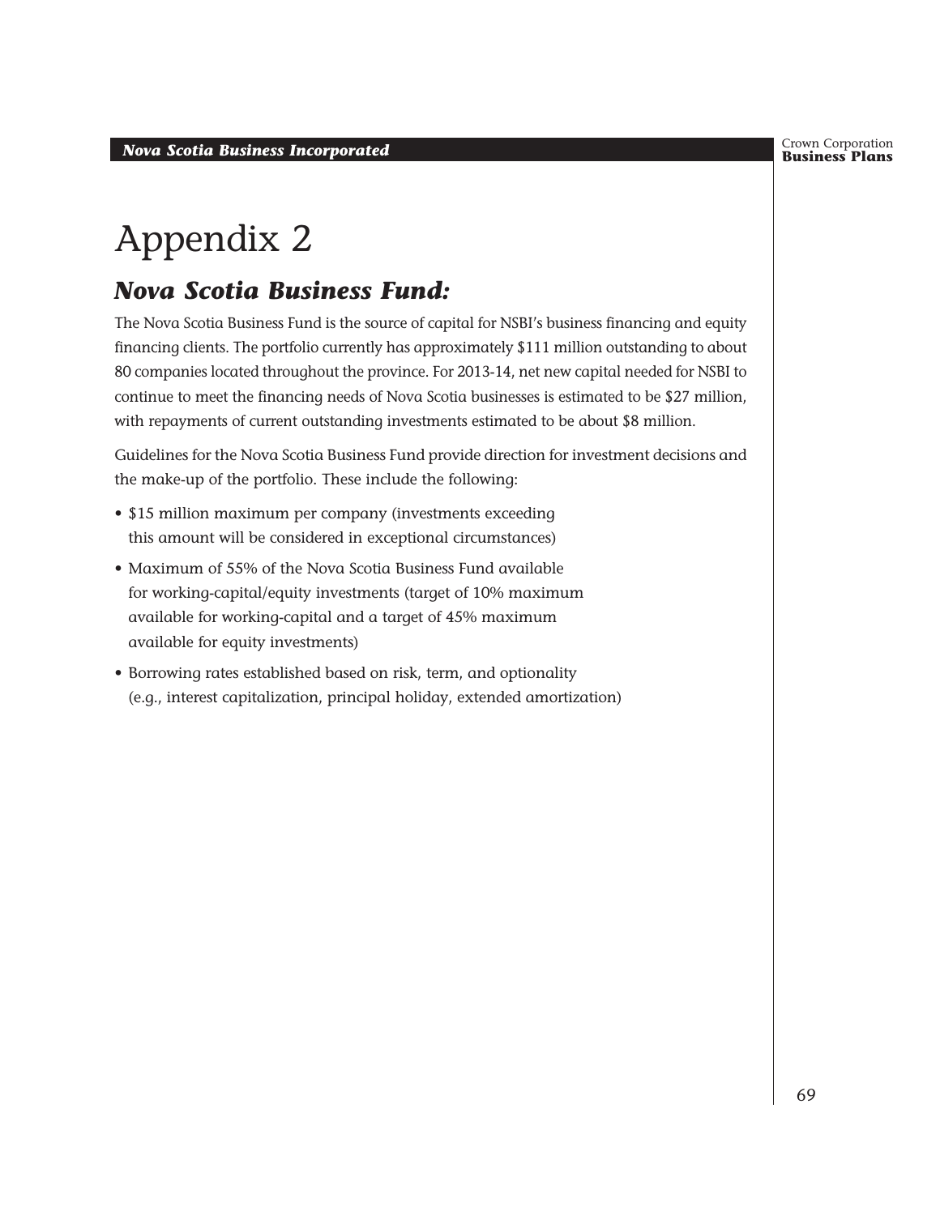# Appendix 2

## *Nova Scotia Business Fund:*

The Nova Scotia Business Fund is the source of capital for NSBI's business financing and equity financing clients. The portfolio currently has approximately $111 million outstanding to about 80 companies located throughout the province. For 2013-14, net new capital needed for NSBI to continue to meet the financing needs of Nova Scotia businesses is estimated to be $27 million, with repayments of current outstanding investments estimated to be about $8 million.

Guidelines for the Nova Scotia Business Fund provide direction for investment decisions and the make-up of the portfolio. These include the following:

- $15 million maximum per company (investments exceeding this amount will be considered in exceptional circumstances)
- Maximum of 55% of the Nova Scotia Business Fund available for working-capital/equity investments (target of 10% maximum available for working-capital and a target of 45% maximum available for equity investments)
- Borrowing rates established based on risk, term, and optionality (e.g., interest capitalization, principal holiday, extended amortization)